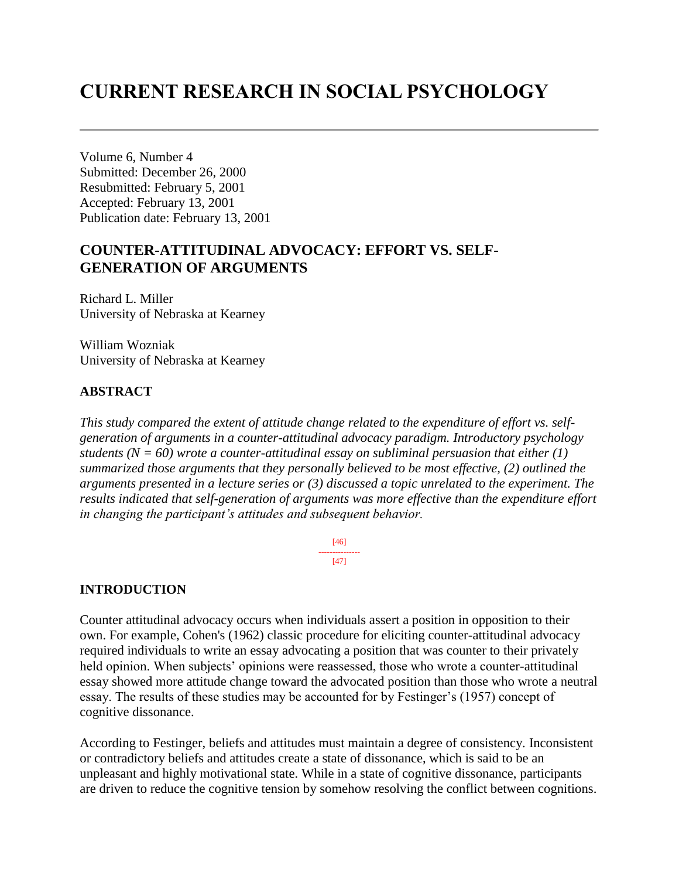# CURRENT RESEARCH IN SOCIAL PSYCHOLOGY

Volume 6, Number 4
Submitted: December 26, 2000
Resubmitted: February 5, 2001
Accepted: February 13, 2001
Publication date: February 13, 2001

## COUNTER-ATTITUDINAL ADVOCACY: EFFORT VS. SELF-GENERATION OF ARGUMENTS

Richard L. Miller
University of Nebraska at Kearney

William Wozniak
University of Nebraska at Kearney

### ABSTRACT

*This study compared the extent of attitude change related to the expenditure of effort vs. self-generation of arguments in a counter-attitudinal advocacy paradigm. Introductory psychology students (N = 60) wrote a counter-attitudinal essay on subliminal persuasion that either (1) summarized those arguments that they personally believed to be most effective, (2) outlined the arguments presented in a lecture series or (3) discussed a topic unrelated to the experiment. The results indicated that self-generation of arguments was more effective than the expenditure effort in changing the participant's attitudes and subsequent behavior.*

### INTRODUCTION

Counter attitudinal advocacy occurs when individuals assert a position in opposition to their own. For example, Cohen's (1962) classic procedure for eliciting counter-attitudinal advocacy required individuals to write an essay advocating a position that was counter to their privately held opinion. When subjects' opinions were reassessed, those who wrote a counter-attitudinal essay showed more attitude change toward the advocated position than those who wrote a neutral essay. The results of these studies may be accounted for by Festinger's (1957) concept of cognitive dissonance.

According to Festinger, beliefs and attitudes must maintain a degree of consistency. Inconsistent or contradictory beliefs and attitudes create a state of dissonance, which is said to be an unpleasant and highly motivational state. While in a state of cognitive dissonance, participants are driven to reduce the cognitive tension by somehow resolving the conflict between cognitions.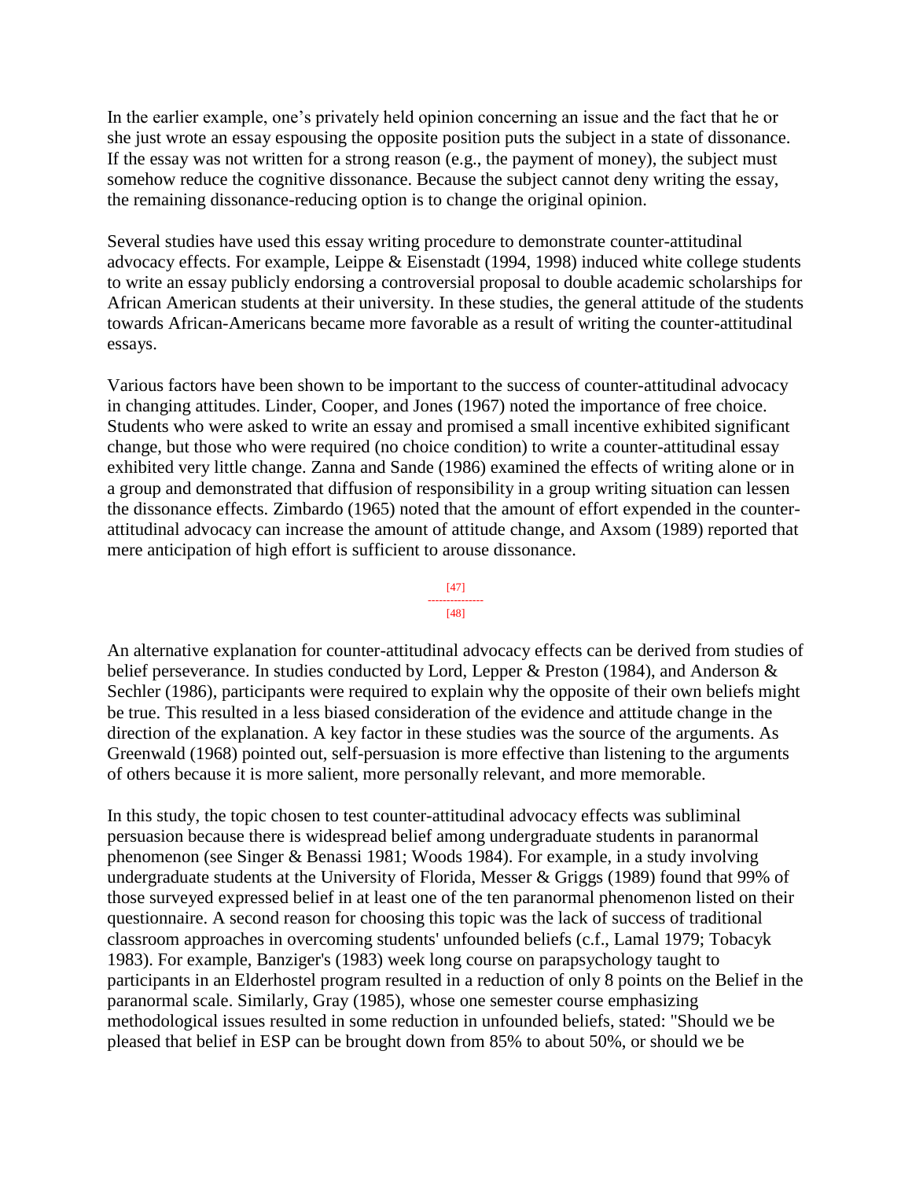In the earlier example, one's privately held opinion concerning an issue and the fact that he or she just wrote an essay espousing the opposite position puts the subject in a state of dissonance. If the essay was not written for a strong reason (e.g., the payment of money), the subject must somehow reduce the cognitive dissonance. Because the subject cannot deny writing the essay, the remaining dissonance-reducing option is to change the original opinion.

Several studies have used this essay writing procedure to demonstrate counter-attitudinal advocacy effects. For example, Leippe & Eisenstadt (1994, 1998) induced white college students to write an essay publicly endorsing a controversial proposal to double academic scholarships for African American students at their university. In these studies, the general attitude of the students towards African-Americans became more favorable as a result of writing the counter-attitudinal essays.

Various factors have been shown to be important to the success of counter-attitudinal advocacy in changing attitudes. Linder, Cooper, and Jones (1967) noted the importance of free choice. Students who were asked to write an essay and promised a small incentive exhibited significant change, but those who were required (no choice condition) to write a counter-attitudinal essay exhibited very little change. Zanna and Sande (1986) examined the effects of writing alone or in a group and demonstrated that diffusion of responsibility in a group writing situation can lessen the dissonance effects. Zimbardo (1965) noted that the amount of effort expended in the counter-attitudinal advocacy can increase the amount of attitude change, and Axsom (1989) reported that mere anticipation of high effort is sufficient to arouse dissonance.

An alternative explanation for counter-attitudinal advocacy effects can be derived from studies of belief perseverance. In studies conducted by Lord, Lepper & Preston (1984), and Anderson & Sechler (1986), participants were required to explain why the opposite of their own beliefs might be true. This resulted in a less biased consideration of the evidence and attitude change in the direction of the explanation. A key factor in these studies was the source of the arguments. As Greenwald (1968) pointed out, self-persuasion is more effective than listening to the arguments of others because it is more salient, more personally relevant, and more memorable.

In this study, the topic chosen to test counter-attitudinal advocacy effects was subliminal persuasion because there is widespread belief among undergraduate students in paranormal phenomenon (see Singer & Benassi 1981; Woods 1984). For example, in a study involving undergraduate students at the University of Florida, Messer & Griggs (1989) found that 99% of those surveyed expressed belief in at least one of the ten paranormal phenomenon listed on their questionnaire. A second reason for choosing this topic was the lack of success of traditional classroom approaches in overcoming students' unfounded beliefs (c.f., Lamal 1979; Tobacyk 1983). For example, Banziger's (1983) week long course on parapsychology taught to participants in an Elderhostel program resulted in a reduction of only 8 points on the Belief in the paranormal scale. Similarly, Gray (1985), whose one semester course emphasizing methodological issues resulted in some reduction in unfounded beliefs, stated: "Should we be pleased that belief in ESP can be brought down from 85% to about 50%, or should we be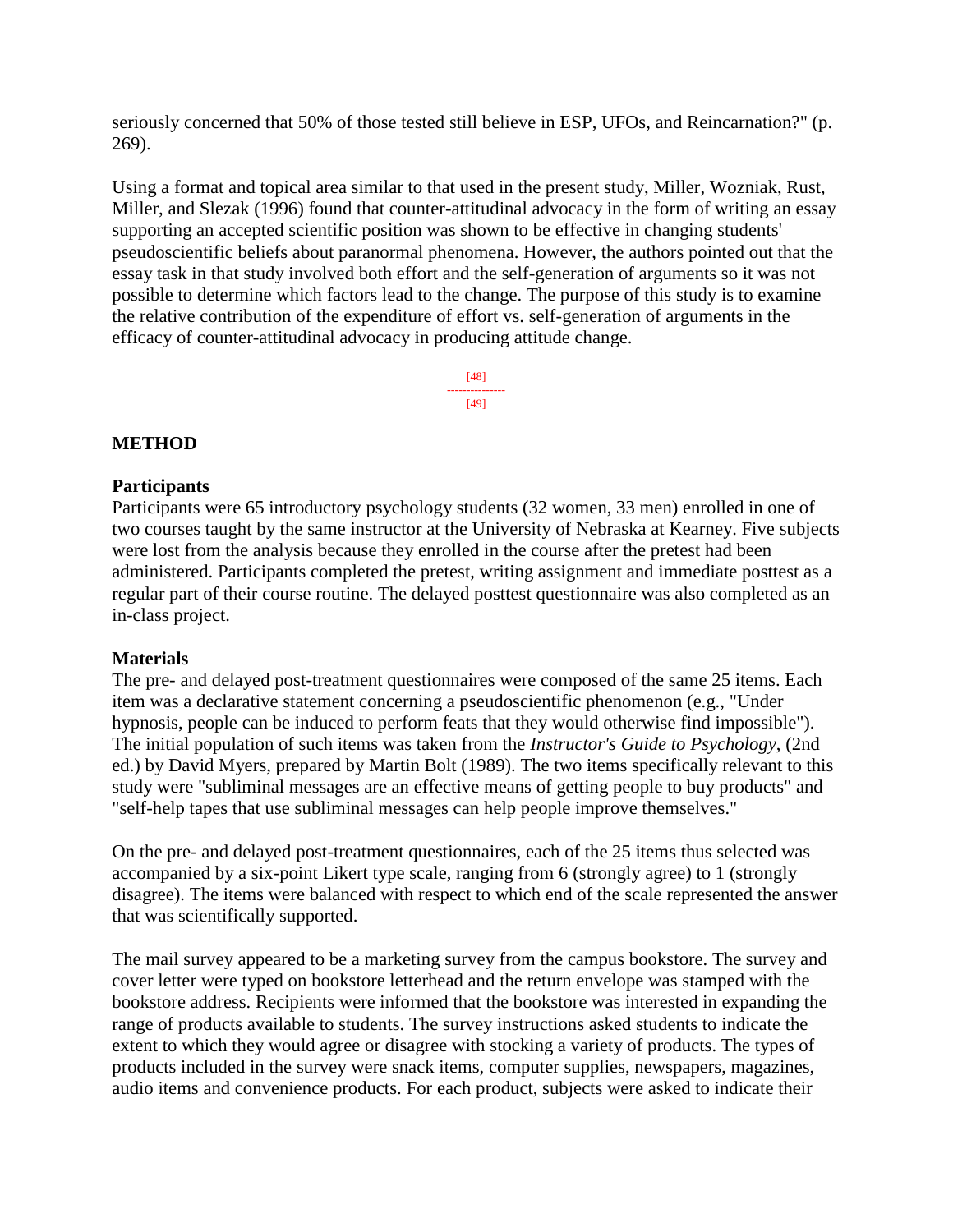seriously concerned that 50% of those tested still believe in ESP, UFOs, and Reincarnation?" (p. 269).

Using a format and topical area similar to that used in the present study, Miller, Wozniak, Rust, Miller, and Slezak (1996) found that counter-attitudinal advocacy in the form of writing an essay supporting an accepted scientific position was shown to be effective in changing students' pseudoscientific beliefs about paranormal phenomena. However, the authors pointed out that the essay task in that study involved both effort and the self-generation of arguments so it was not possible to determine which factors lead to the change. The purpose of this study is to examine the relative contribution of the expenditure of effort vs. self-generation of arguments in the efficacy of counter-attitudinal advocacy in producing attitude change.

## METHOD

### Participants

Participants were 65 introductory psychology students (32 women, 33 men) enrolled in one of two courses taught by the same instructor at the University of Nebraska at Kearney. Five subjects were lost from the analysis because they enrolled in the course after the pretest had been administered. Participants completed the pretest, writing assignment and immediate posttest as a regular part of their course routine. The delayed posttest questionnaire was also completed as an in-class project.

### Materials

The pre- and delayed post-treatment questionnaires were composed of the same 25 items. Each item was a declarative statement concerning a pseudoscientific phenomenon (e.g., "Under hypnosis, people can be induced to perform feats that they would otherwise find impossible"). The initial population of such items was taken from the *Instructor's Guide to Psychology*, (2nd ed.) by David Myers, prepared by Martin Bolt (1989). The two items specifically relevant to this study were "subliminal messages are an effective means of getting people to buy products" and "self-help tapes that use subliminal messages can help people improve themselves."

On the pre- and delayed post-treatment questionnaires, each of the 25 items thus selected was accompanied by a six-point Likert type scale, ranging from 6 (strongly agree) to 1 (strongly disagree). The items were balanced with respect to which end of the scale represented the answer that was scientifically supported.

The mail survey appeared to be a marketing survey from the campus bookstore. The survey and cover letter were typed on bookstore letterhead and the return envelope was stamped with the bookstore address. Recipients were informed that the bookstore was interested in expanding the range of products available to students. The survey instructions asked students to indicate the extent to which they would agree or disagree with stocking a variety of products. The types of products included in the survey were snack items, computer supplies, newspapers, magazines, audio items and convenience products. For each product, subjects were asked to indicate their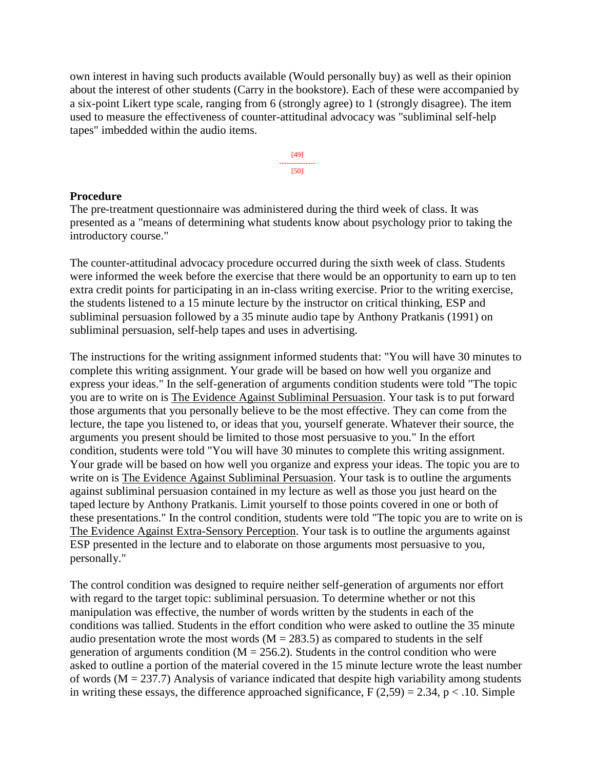own interest in having such products available (Would personally buy) as well as their opinion about the interest of other students (Carry in the bookstore). Each of these were accompanied by a six-point Likert type scale, ranging from 6 (strongly agree) to 1 (strongly disagree). The item used to measure the effectiveness of counter-attitudinal advocacy was "subliminal self-help tapes" imbedded within the audio items.

**Procedure**

The pre-treatment questionnaire was administered during the third week of class. It was presented as a "means of determining what students know about psychology prior to taking the introductory course."

The counter-attitudinal advocacy procedure occurred during the sixth week of class. Students were informed the week before the exercise that there would be an opportunity to earn up to ten extra credit points for participating in an in-class writing exercise. Prior to the writing exercise, the students listened to a 15 minute lecture by the instructor on critical thinking, ESP and subliminal persuasion followed by a 35 minute audio tape by Anthony Pratkanis (1991) on subliminal persuasion, self-help tapes and uses in advertising.

The instructions for the writing assignment informed students that: "You will have 30 minutes to complete this writing assignment. Your grade will be based on how well you organize and express your ideas." In the self-generation of arguments condition students were told "The topic you are to write on is The Evidence Against Subliminal Persuasion. Your task is to put forward those arguments that you personally believe to be the most effective. They can come from the lecture, the tape you listened to, or ideas that you, yourself generate. Whatever their source, the arguments you present should be limited to those most persuasive to you." In the effort condition, students were told "You will have 30 minutes to complete this writing assignment. Your grade will be based on how well you organize and express your ideas. The topic you are to write on is The Evidence Against Subliminal Persuasion. Your task is to outline the arguments against subliminal persuasion contained in my lecture as well as those you just heard on the taped lecture by Anthony Pratkanis. Limit yourself to those points covered in one or both of these presentations." In the control condition, students were told "The topic you are to write on is The Evidence Against Extra-Sensory Perception. Your task is to outline the arguments against ESP presented in the lecture and to elaborate on those arguments most persuasive to you, personally."

The control condition was designed to require neither self-generation of arguments nor effort with regard to the target topic: subliminal persuasion. To determine whether or not this manipulation was effective, the number of words written by the students in each of the conditions was tallied. Students in the effort condition who were asked to outline the 35 minute audio presentation wrote the most words ($M = 283.5$) as compared to students in the self generation of arguments condition ($M = 256.2$). Students in the control condition who were asked to outline a portion of the material covered in the 15 minute lecture wrote the least number of words ($M = 237.7$) Analysis of variance indicated that despite high variability among students in writing these essays, the difference approached significance, $F(2,59) = 2.34$, $p < .10$. Simple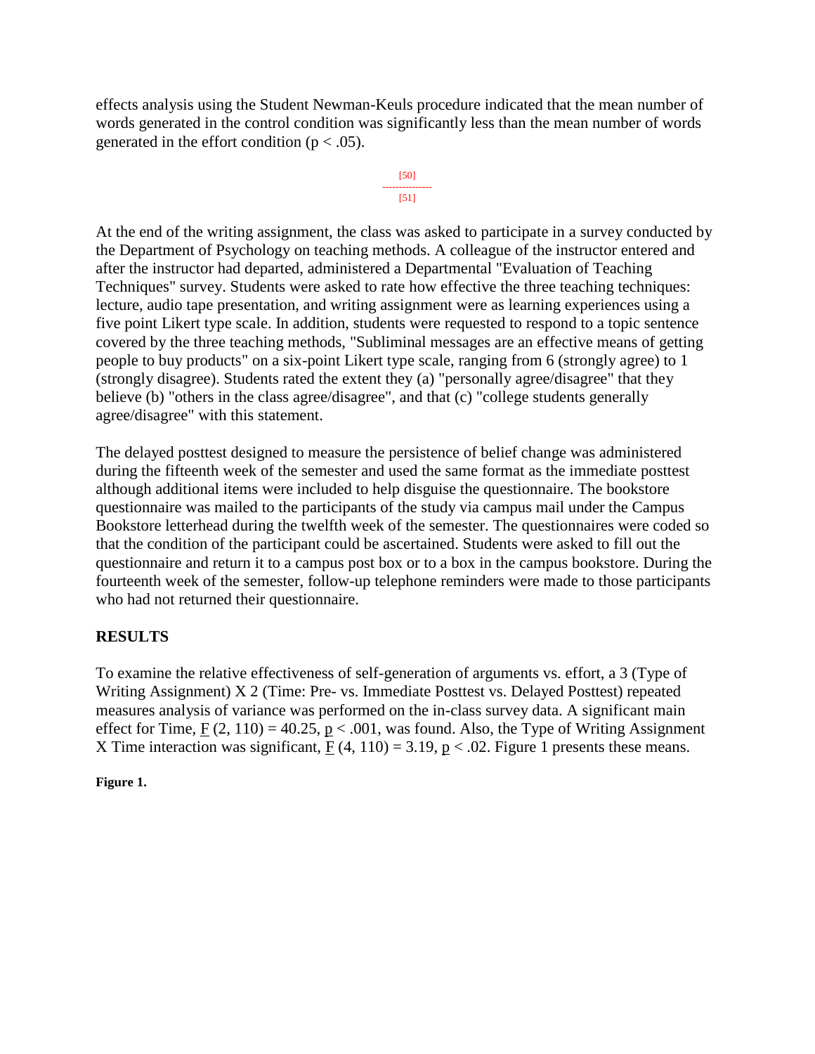effects analysis using the Student Newman-Keuls procedure indicated that the mean number of words generated in the control condition was significantly less than the mean number of words generated in the effort condition ($p < .05$).

[50]
---------------
[51]

At the end of the writing assignment, the class was asked to participate in a survey conducted by the Department of Psychology on teaching methods. A colleague of the instructor entered and after the instructor had departed, administered a Departmental "Evaluation of Teaching Techniques" survey. Students were asked to rate how effective the three teaching techniques: lecture, audio tape presentation, and writing assignment were as learning experiences using a five point Likert type scale. In addition, students were requested to respond to a topic sentence covered by the three teaching methods, "Subliminal messages are an effective means of getting people to buy products" on a six-point Likert type scale, ranging from 6 (strongly agree) to 1 (strongly disagree). Students rated the extent they (a) "personally agree/disagree" that they believe (b) "others in the class agree/disagree", and that (c) "college students generally agree/disagree" with this statement.

The delayed posttest designed to measure the persistence of belief change was administered during the fifteenth week of the semester and used the same format as the immediate posttest although additional items were included to help disguise the questionnaire. The bookstore questionnaire was mailed to the participants of the study via campus mail under the Campus Bookstore letterhead during the twelfth week of the semester. The questionnaires were coded so that the condition of the participant could be ascertained. Students were asked to fill out the questionnaire and return it to a campus post box or to a box in the campus bookstore. During the fourteenth week of the semester, follow-up telephone reminders were made to those participants who had not returned their questionnaire.

## RESULTS

To examine the relative effectiveness of self-generation of arguments vs. effort, a 3 (Type of Writing Assignment) X 2 (Time: Pre- vs. Immediate Posttest vs. Delayed Posttest) repeated measures analysis of variance was performed on the in-class survey data. A significant main effect for Time, $F(2, 110) = 40.25$, $p < .001$, was found. Also, the Type of Writing Assignment X Time interaction was significant, $F(4, 110) = 3.19$, $p < .02$. Figure 1 presents these means.

**Figure 1.**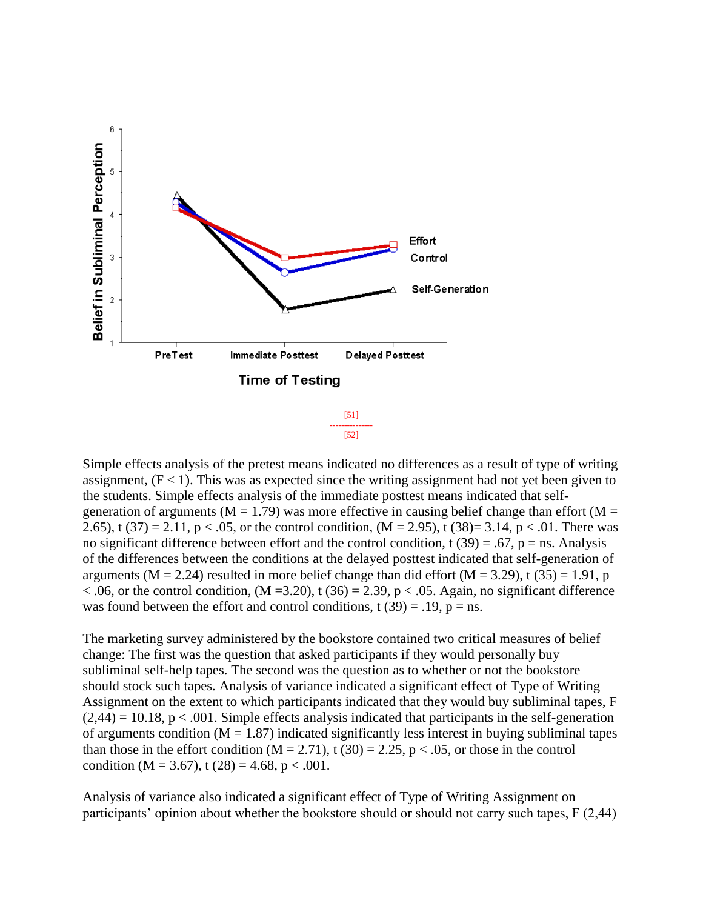Simple effects analysis of the pretest means indicated no differences as a result of type of writing assignment, ($F < 1$). This was as expected since the writing assignment had not yet been given to the students. Simple effects analysis of the immediate posttest means indicated that self-generation of arguments ($M = 1.79$) was more effective in causing belief change than effort ($M = 2.65$), $t(37) = 2.11$, $p < .05$, or the control condition, ($M = 2.95$), $t(38) = 3.14$, $p < .01$. There was no significant difference between effort and the control condition, $t(39) = .67$, p = ns. Analysis of the differences between the conditions at the delayed posttest indicated that self-generation of arguments ($M = 2.24$) resulted in more belief change than did effort ($M = 3.29$), $t(35) = 1.91$, $p < .06$, or the control condition, ($M = 3.20$), $t(36) = 2.39$, $p < .05$. Again, no significant difference was found between the effort and control conditions, $t(39) = .19$, p = ns.

The marketing survey administered by the bookstore contained two critical measures of belief change: The first was the question that asked participants if they would personally buy subliminal self-help tapes. The second was the question as to whether or not the bookstore should stock such tapes. Analysis of variance indicated a significant effect of Type of Writing Assignment on the extent to which participants indicated that they would buy subliminal tapes, $F(2,44) = 10.18$, $p < .001$. Simple effects analysis indicated that participants in the self-generation of arguments condition ($M = 1.87$) indicated significantly less interest in buying subliminal tapes than those in the effort condition ($M = 2.71$), $t(30) = 2.25$, $p < .05$, or those in the control condition ($M = 3.67$), $t(28) = 4.68$, $p < .001$.

Analysis of variance also indicated a significant effect of Type of Writing Assignment on participants' opinion about whether the bookstore should or should not carry such tapes, $F(2,44)$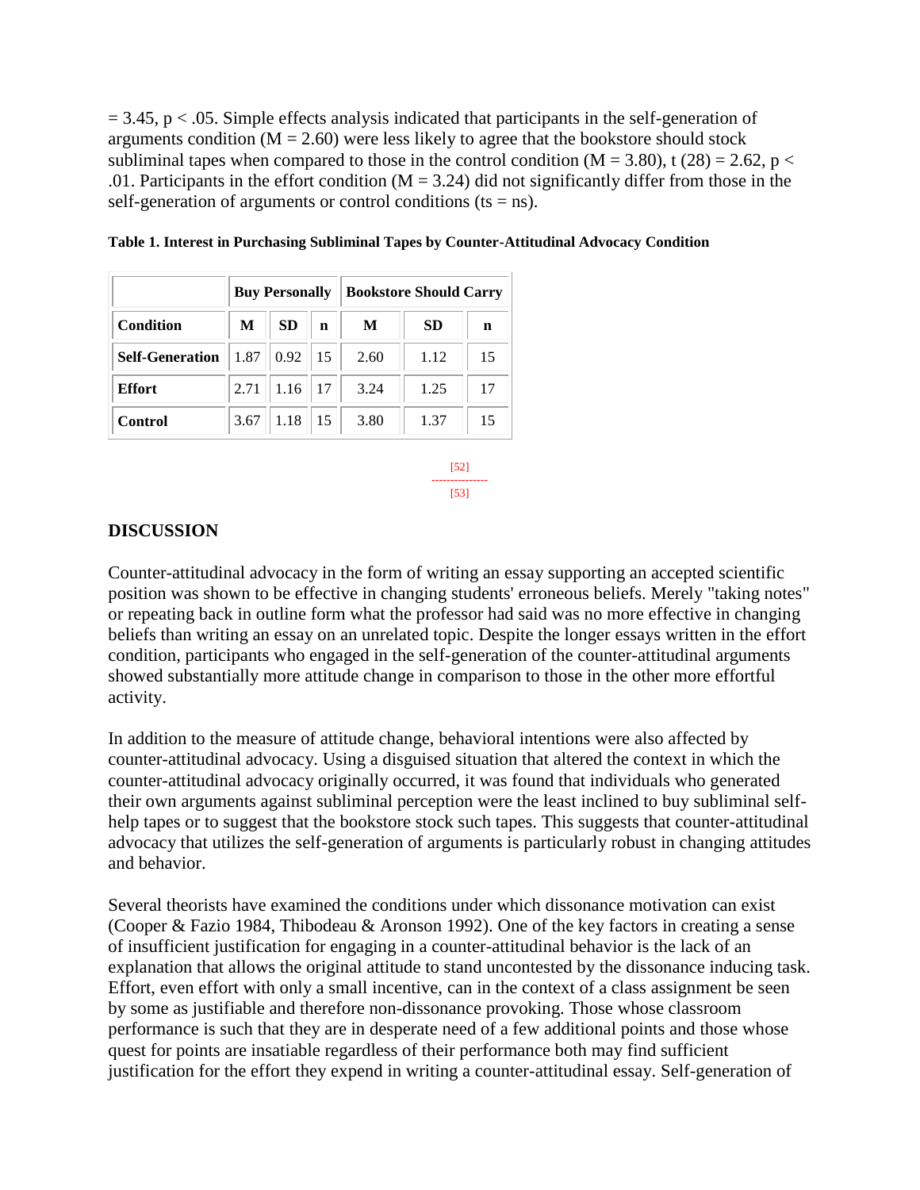= 3.45, $p < .05$. Simple effects analysis indicated that participants in the self-generation of arguments condition ($M = 2.60$) were less likely to agree that the bookstore should stock subliminal tapes when compared to those in the control condition ($M = 3.80$), $t(28) = 2.62$, $p < .01$. Participants in the effort condition ($M = 3.24$) did not significantly differ from those in the self-generation of arguments or control conditions (ts = ns).

**Table 1. Interest in Purchasing Subliminal Tapes by Counter-Attitudinal Advocacy Condition**

| | **Buy Personally** | | | **Bookstore Should Carry** | | |
|---|---|---|---|---|---|---|
| **Condition** | **M** | **SD** | **n** | **M** | **SD** | **n** |
| **Self-Generation** | 1.87 | 0.92 | 15 | 2.60 | 1.12 | 15 |
| **Effort** | 2.71 | 1.16 | 17 | 3.24 | 1.25 | 17 |
| **Control** | 3.67 | 1.18 | 15 | 3.80 | 1.37 | 15 |

## DISCUSSION

Counter-attitudinal advocacy in the form of writing an essay supporting an accepted scientific position was shown to be effective in changing students' erroneous beliefs. Merely "taking notes" or repeating back in outline form what the professor had said was no more effective in changing beliefs than writing an essay on an unrelated topic. Despite the longer essays written in the effort condition, participants who engaged in the self-generation of the counter-attitudinal arguments showed substantially more attitude change in comparison to those in the other more effortful activity.

In addition to the measure of attitude change, behavioral intentions were also affected by counter-attitudinal advocacy. Using a disguised situation that altered the context in which the counter-attitudinal advocacy originally occurred, it was found that individuals who generated their own arguments against subliminal perception were the least inclined to buy subliminal self-help tapes or to suggest that the bookstore stock such tapes. This suggests that counter-attitudinal advocacy that utilizes the self-generation of arguments is particularly robust in changing attitudes and behavior.

Several theorists have examined the conditions under which dissonance motivation can exist (Cooper & Fazio 1984, Thibodeau & Aronson 1992). One of the key factors in creating a sense of insufficient justification for engaging in a counter-attitudinal behavior is the lack of an explanation that allows the original attitude to stand uncontested by the dissonance inducing task. Effort, even effort with only a small incentive, can in the context of a class assignment be seen by some as justifiable and therefore non-dissonance provoking. Those whose classroom performance is such that they are in desperate need of a few additional points and those whose quest for points are insatiable regardless of their performance both may find sufficient justification for the effort they expend in writing a counter-attitudinal essay. Self-generation of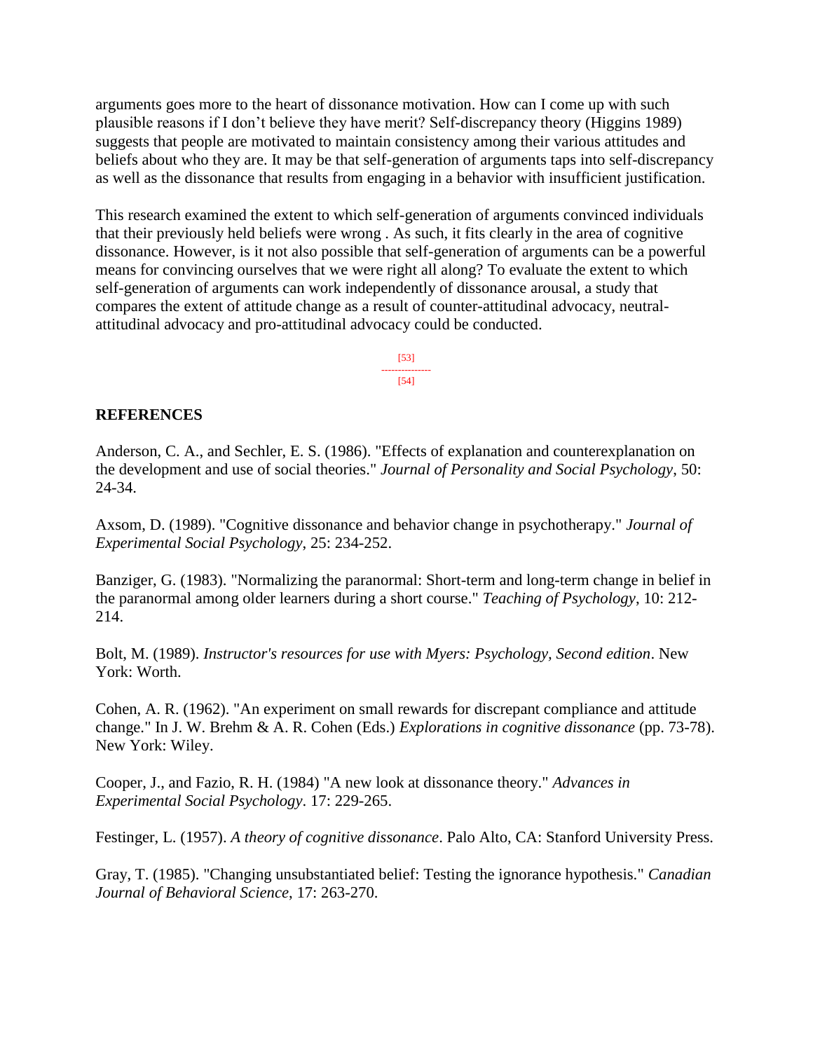arguments goes more to the heart of dissonance motivation. How can I come up with such plausible reasons if I don't believe they have merit? Self-discrepancy theory (Higgins 1989) suggests that people are motivated to maintain consistency among their various attitudes and beliefs about who they are. It may be that self-generation of arguments taps into self-discrepancy as well as the dissonance that results from engaging in a behavior with insufficient justification.

This research examined the extent to which self-generation of arguments convinced individuals that their previously held beliefs were wrong . As such, it fits clearly in the area of cognitive dissonance. However, is it not also possible that self-generation of arguments can be a powerful means for convincing ourselves that we were right all along? To evaluate the extent to which self-generation of arguments can work independently of dissonance arousal, a study that compares the extent of attitude change as a result of counter-attitudinal advocacy, neutral-attitudinal advocacy and pro-attitudinal advocacy could be conducted.

## REFERENCES

Anderson, C. A., and Sechler, E. S. (1986). "Effects of explanation and counterexplanation on the development and use of social theories." *Journal of Personality and Social Psychology*, 50: 24-34.

Axsom, D. (1989). "Cognitive dissonance and behavior change in psychotherapy." *Journal of Experimental Social Psychology*, 25: 234-252.

Banziger, G. (1983). "Normalizing the paranormal: Short-term and long-term change in belief in the paranormal among older learners during a short course." *Teaching of Psychology*, 10: 212-214.

Bolt, M. (1989). *Instructor's resources for use with Myers: Psychology, Second edition*. New York: Worth.

Cohen, A. R. (1962). "An experiment on small rewards for discrepant compliance and attitude change." In J. W. Brehm & A. R. Cohen (Eds.) *Explorations in cognitive dissonance* (pp. 73-78). New York: Wiley.

Cooper, J., and Fazio, R. H. (1984) "A new look at dissonance theory." *Advances in Experimental Social Psychology*. 17: 229-265.

Festinger, L. (1957). *A theory of cognitive dissonance*. Palo Alto, CA: Stanford University Press.

Gray, T. (1985). "Changing unsubstantiated belief: Testing the ignorance hypothesis." *Canadian Journal of Behavioral Science*, 17: 263-270.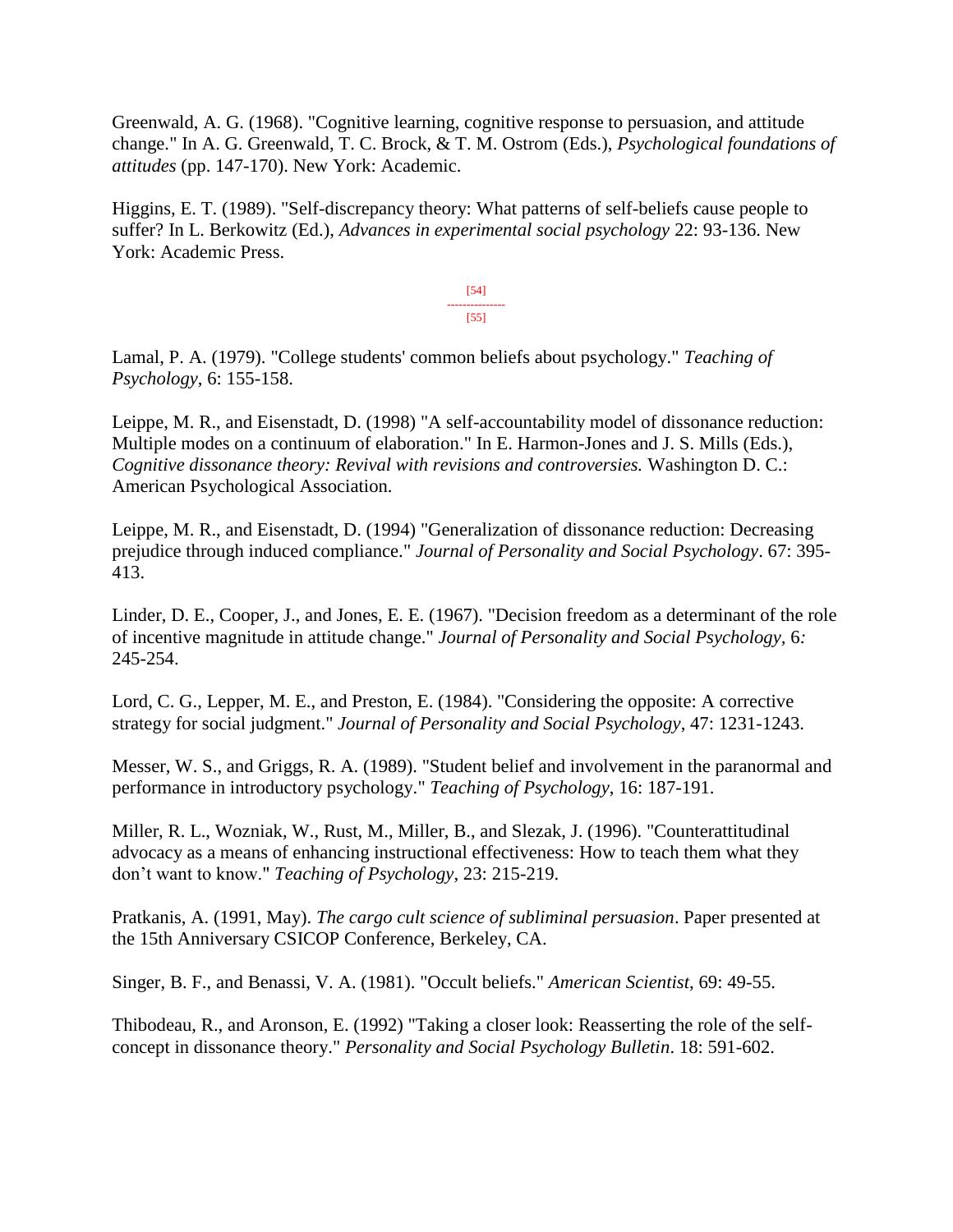Greenwald, A. G. (1968). "Cognitive learning, cognitive response to persuasion, and attitude change." In A. G. Greenwald, T. C. Brock, & T. M. Ostrom (Eds.), *Psychological foundations of attitudes* (pp. 147-170). New York: Academic.

Higgins, E. T. (1989). "Self-discrepancy theory: What patterns of self-beliefs cause people to suffer? In L. Berkowitz (Ed.), *Advances in experimental social psychology* 22: 93-136. New York: Academic Press.

Lamal, P. A. (1979). "College students' common beliefs about psychology." *Teaching of Psychology*, 6: 155-158.

Leippe, M. R., and Eisenstadt, D. (1998) "A self-accountability model of dissonance reduction: Multiple modes on a continuum of elaboration." In E. Harmon-Jones and J. S. Mills (Eds.), *Cognitive dissonance theory: Revival with revisions and controversies.* Washington D. C.: American Psychological Association.

Leippe, M. R., and Eisenstadt, D. (1994) "Generalization of dissonance reduction: Decreasing prejudice through induced compliance." *Journal of Personality and Social Psychology*. 67: 395-413.

Linder, D. E., Cooper, J., and Jones, E. E. (1967). "Decision freedom as a determinant of the role of incentive magnitude in attitude change." *Journal of Personality and Social Psychology*, 6*:* 245-254.

Lord, C. G., Lepper, M. E., and Preston, E. (1984). "Considering the opposite: A corrective strategy for social judgment." *Journal of Personality and Social Psychology*, 47: 1231-1243.

Messer, W. S., and Griggs, R. A. (1989). "Student belief and involvement in the paranormal and performance in introductory psychology." *Teaching of Psychology*, 16: 187-191.

Miller, R. L., Wozniak, W., Rust, M., Miller, B., and Slezak, J. (1996). "Counterattitudinal advocacy as a means of enhancing instructional effectiveness: How to teach them what they don't want to know." *Teaching of Psychology*, 23: 215-219.

Pratkanis, A. (1991, May). *The cargo cult science of subliminal persuasion*. Paper presented at the 15th Anniversary CSICOP Conference, Berkeley, CA.

Singer, B. F., and Benassi, V. A. (1981). "Occult beliefs." *American Scientist*, 69: 49-55.

Thibodeau, R., and Aronson, E. (1992) "Taking a closer look: Reasserting the role of the self-concept in dissonance theory." *Personality and Social Psychology Bulletin*. 18: 591-602.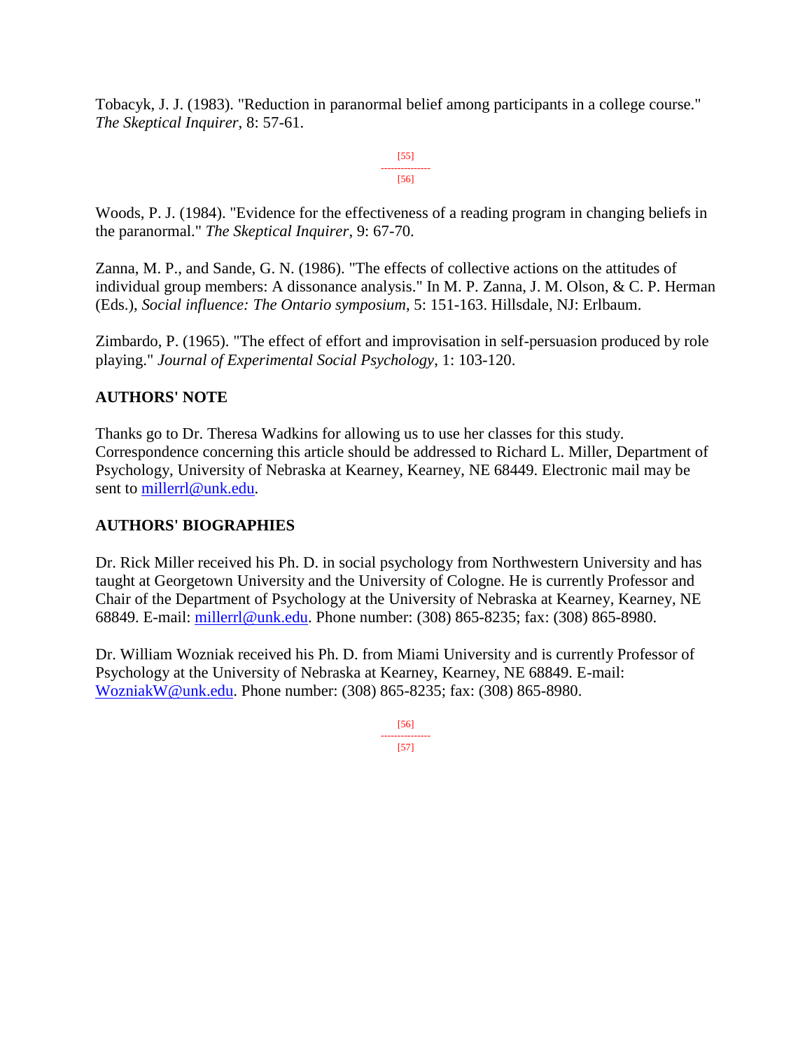Tobacyk, J. J. (1983). "Reduction in paranormal belief among participants in a college course." *The Skeptical Inquirer*, 8: 57-61.

Woods, P. J. (1984). "Evidence for the effectiveness of a reading program in changing beliefs in the paranormal." *The Skeptical Inquirer*, 9: 67-70.

Zanna, M. P., and Sande, G. N. (1986). "The effects of collective actions on the attitudes of individual group members: A dissonance analysis." In M. P. Zanna, J. M. Olson, & C. P. Herman (Eds.), *Social influence: The Ontario symposium*, 5: 151-163. Hillsdale, NJ: Erlbaum.

Zimbardo, P. (1965). "The effect of effort and improvisation in self-persuasion produced by role playing." *Journal of Experimental Social Psychology*, 1: 103-120.

## AUTHORS' NOTE

Thanks go to Dr. Theresa Wadkins for allowing us to use her classes for this study. Correspondence concerning this article should be addressed to Richard L. Miller, Department of Psychology, University of Nebraska at Kearney, Kearney, NE 68449. Electronic mail may be sent to millerrl@unk.edu.

## AUTHORS' BIOGRAPHIES

Dr. Rick Miller received his Ph. D. in social psychology from Northwestern University and has taught at Georgetown University and the University of Cologne. He is currently Professor and Chair of the Department of Psychology at the University of Nebraska at Kearney, Kearney, NE 68849. E-mail: millerrl@unk.edu. Phone number: (308) 865-8235; fax: (308) 865-8980.

Dr. William Wozniak received his Ph. D. from Miami University and is currently Professor of Psychology at the University of Nebraska at Kearney, Kearney, NE 68849. E-mail: WozniakW@unk.edu. Phone number: (308) 865-8235; fax: (308) 865-8980.